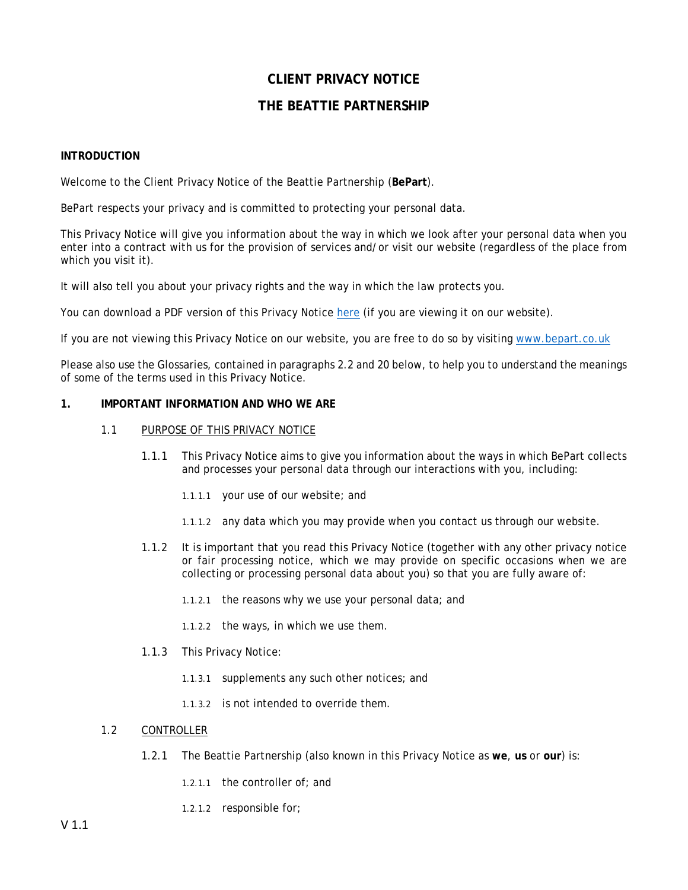# CLIENT PRIVACY NOTICE

# THE BEATTIE PARTNERSHIP

**INTRODUCTION**

Welcome to the Client Privacy Notice of the Beattie Partnership (**BePart**).

BePart respects your privacy and is committed to protecting your personal data.

This Privacy Notice will give you information about the way in which we look after your personal data when you enter into a contract with us for the provision of services and/or visit our website (regardless of the place from which you visit it).

It will also tell you about your privacy rights and the way in which the law protects you.

You can download a PDF version of this Privacy Notice [here](#) (if you are viewing it on our website).

If you are not viewing this Privacy Notice on our website, you are free to do so by visiting [www.bepart.co.uk](http://www.bepart.co.uk)

Please also use the Glossaries, contained in paragraphs 2.2 and 20 below, to help you to understand the meanings of some of the terms used in this Privacy Notice.

## 1. IMPORTANT INFORMATION AND WHO WE ARE

### 1.1 PURPOSE OF THIS PRIVACY NOTICE

1.1.1 This Privacy Notice aims to give you information about the ways in which BePart collects and processes your personal data through our interactions with you, including:

1.1.1.1 your use of our website; and

1.1.1.2 any data which you may provide when you contact us through our website.

1.1.2 It is important that you read this Privacy Notice (together with any other privacy notice or fair processing notice, which we may provide on specific occasions when we are collecting or processing personal data about you) so that you are fully aware of:

1.1.2.1 the reasons why we use your personal data; and

1.1.2.2 the ways, in which we use them.

1.1.3 This Privacy Notice:

1.1.3.1 supplements any such other notices; and

1.1.3.2 is not intended to override them.

### 1.2 CONTROLLER

1.2.1 The Beattie Partnership (also known in this Privacy Notice as **we**, **us** or **our**) is:

1.2.1.1 the controller of; and

1.2.1.2 responsible for;

V 1.1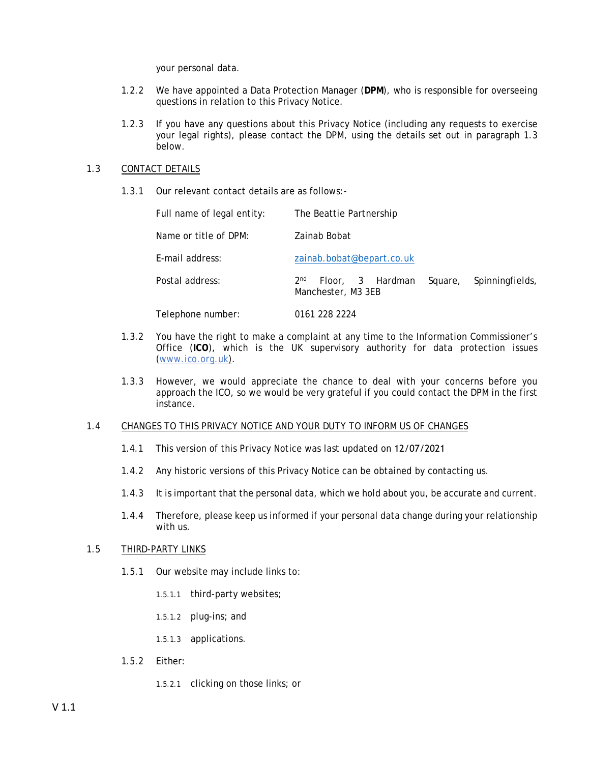your personal data.

1.2.2 We have appointed a Data Protection Manager (**DPM**), who is responsible for overseeing questions in relation to this Privacy Notice.

1.2.3 If you have any questions about this Privacy Notice (including any requests to exercise your legal rights), please contact the DPM, using the details set out in paragraph 1.3 below.

1.3 CONTACT DETAILS

1.3.1 Our relevant contact details are as follows:-

| | |
|---|---|
| Full name of legal entity: | The Beattie Partnership |
| Name or title of DPM: | Zainab Bobat |
| E-mail address: | zainab.bobat@bepart.co.uk |
| Postal address: | 2nd Floor, 3 Hardman Square, Spinningfields, Manchester, M3 3EB |
| Telephone number: | 0161 228 2224 |

1.3.2 You have the right to make a complaint at any time to the Information Commissioner's Office (**ICO**), which is the UK supervisory authority for data protection issues (www.ico.org.uk).

1.3.3 However, we would appreciate the chance to deal with your concerns before you approach the ICO, so we would be very grateful if you could contact the DPM in the first instance.

1.4 CHANGES TO THIS PRIVACY NOTICE AND YOUR DUTY TO INFORM US OF CHANGES

1.4.1 This version of this Privacy Notice was last updated on 12/07/2021

1.4.2 Any historic versions of this Privacy Notice can be obtained by contacting us.

1.4.3 It is important that the personal data, which we hold about you, be accurate and current.

1.4.4 Therefore, please keep us informed if your personal data change during your relationship with us.

1.5 THIRD-PARTY LINKS

1.5.1 Our website may include links to:

1.5.1.1 third-party websites;

1.5.1.2 plug-ins; and

1.5.1.3 applications.

1.5.2 Either:

1.5.2.1 clicking on those links; or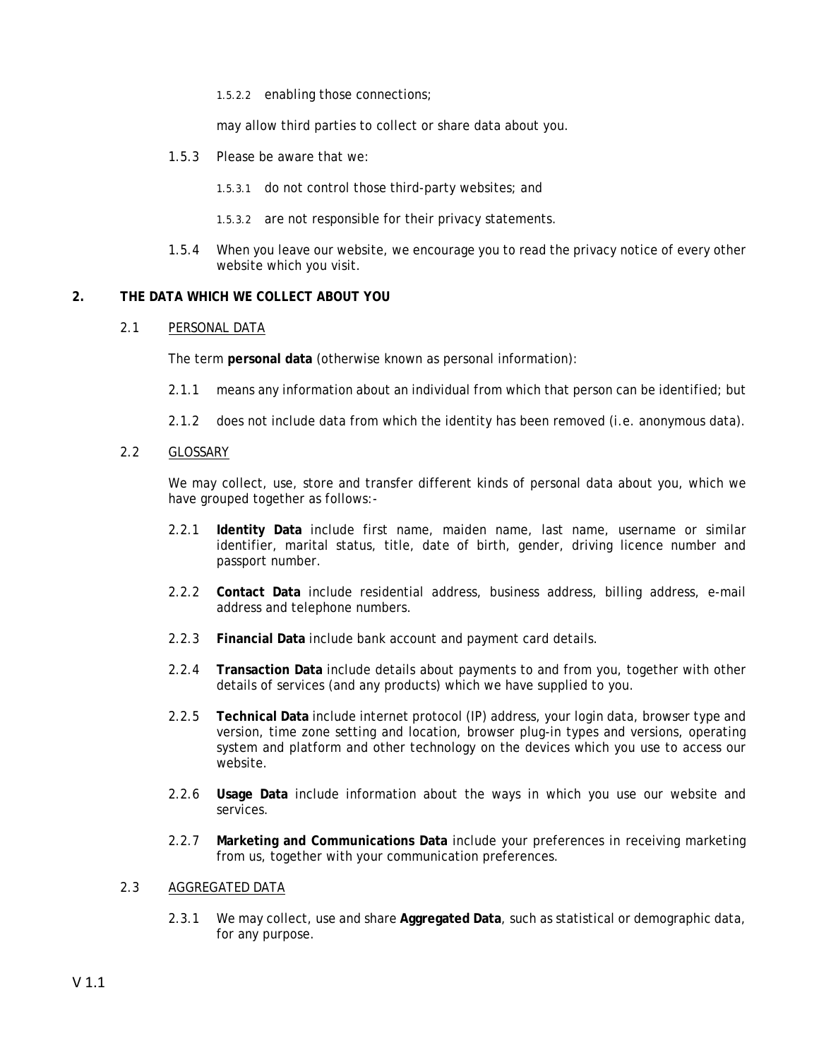1.5.2.2 enabling those connections;

may allow third parties to collect or share data about you.

1.5.3 Please be aware that we:

1.5.3.1 do not control those third-party websites; and

1.5.3.2 are not responsible for their privacy statements.

1.5.4 When you leave our website, we encourage you to read the privacy notice of every other website which you visit.

## 2. THE DATA WHICH WE COLLECT ABOUT YOU

2.1 PERSONAL DATA

The term **personal data** (otherwise known as personal information):

2.1.1 means any information about an individual from which that person can be identified; but

2.1.2 does not include data from which the identity has been removed (i.e. anonymous data).

2.2 GLOSSARY

We may collect, use, store and transfer different kinds of personal data about you, which we have grouped together as follows:-

2.2.1 **Identity Data** include first name, maiden name, last name, username or similar identifier, marital status, title, date of birth, gender, driving licence number and passport number.

2.2.2 **Contact Data** include residential address, business address, billing address, e-mail address and telephone numbers.

2.2.3 **Financial Data** include bank account and payment card details.

2.2.4 **Transaction Data** include details about payments to and from you, together with other details of services (and any products) which we have supplied to you.

2.2.5 **Technical Data** include internet protocol (IP) address, your login data, browser type and version, time zone setting and location, browser plug-in types and versions, operating system and platform and other technology on the devices which you use to access our website.

2.2.6 **Usage Data** include information about the ways in which you use our website and services.

2.2.7 **Marketing and Communications Data** include your preferences in receiving marketing from us, together with your communication preferences.

2.3 AGGREGATED DATA

2.3.1 We may collect, use and share **Aggregated Data**, such as statistical or demographic data, for any purpose.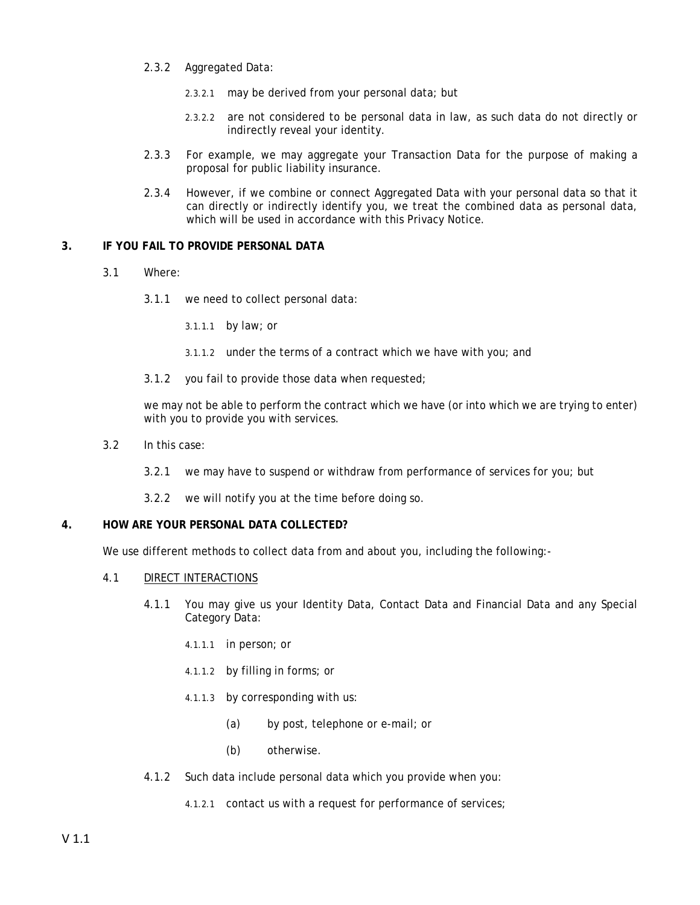2.3.2 Aggregated Data:

2.3.2.1 may be derived from your personal data; but

2.3.2.2 are not considered to be personal data in law, as such data do not directly or indirectly reveal your identity.

2.3.3 For example, we may aggregate your Transaction Data for the purpose of making a proposal for public liability insurance.

2.3.4 However, if we combine or connect Aggregated Data with your personal data so that it can directly or indirectly identify you, we treat the combined data as personal data, which will be used in accordance with this Privacy Notice.

## 3. IF YOU FAIL TO PROVIDE PERSONAL DATA

3.1 Where:

3.1.1 we need to collect personal data:

3.1.1.1 by law; or

3.1.1.2 under the terms of a contract which we have with you; and

3.1.2 you fail to provide those data when requested;

we may not be able to perform the contract which we have (or into which we are trying to enter) with you to provide you with services.

3.2 In this case:

3.2.1 we may have to suspend or withdraw from performance of services for you; but

3.2.2 we will notify you at the time before doing so.

## 4. HOW ARE YOUR PERSONAL DATA COLLECTED?

We use different methods to collect data from and about you, including the following:-

4.1 DIRECT INTERACTIONS

4.1.1 You may give us your Identity Data, Contact Data and Financial Data and any Special Category Data:

4.1.1.1 in person; or

4.1.1.2 by filling in forms; or

4.1.1.3 by corresponding with us:

(a) by post, telephone or e-mail; or

(b) otherwise.

4.1.2 Such data include personal data which you provide when you:

4.1.2.1 contact us with a request for performance of services;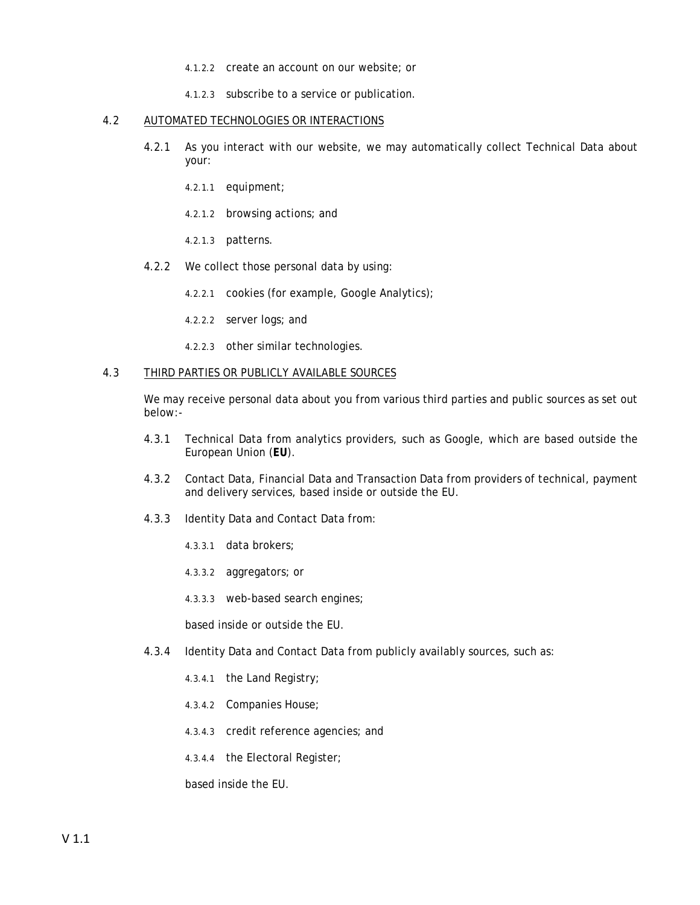4.1.2.2 create an account on our website; or

4.1.2.3 subscribe to a service or publication.

4.2 AUTOMATED TECHNOLOGIES OR INTERACTIONS

4.2.1 As you interact with our website, we may automatically collect Technical Data about your:

4.2.1.1 equipment;

4.2.1.2 browsing actions; and

4.2.1.3 patterns.

4.2.2 We collect those personal data by using:

4.2.2.1 cookies (for example, Google Analytics);

4.2.2.2 server logs; and

4.2.2.3 other similar technologies.

4.3 THIRD PARTIES OR PUBLICLY AVAILABLE SOURCES

We may receive personal data about you from various third parties and public sources as set out below:-

4.3.1 Technical Data from analytics providers, such as Google, which are based outside the European Union (**EU**).

4.3.2 Contact Data, Financial Data and Transaction Data from providers of technical, payment and delivery services, based inside or outside the EU.

4.3.3 Identity Data and Contact Data from:

4.3.3.1 data brokers;

4.3.3.2 aggregators; or

4.3.3.3 web-based search engines;

based inside or outside the EU.

4.3.4 Identity Data and Contact Data from publicly availably sources, such as:

4.3.4.1 the Land Registry;

4.3.4.2 Companies House;

4.3.4.3 credit reference agencies; and

4.3.4.4 the Electoral Register;

based inside the EU.

V 1.1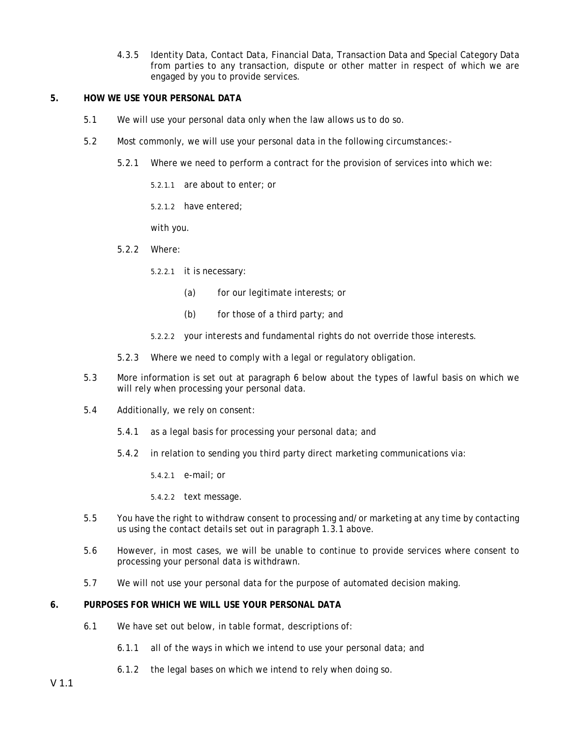4.3.5 Identity Data, Contact Data, Financial Data, Transaction Data and Special Category Data from parties to any transaction, dispute or other matter in respect of which we are engaged by you to provide services.

## 5. HOW WE USE YOUR PERSONAL DATA

5.1 We will use your personal data only when the law allows us to do so.

5.2 Most commonly, we will use your personal data in the following circumstances:-

5.2.1 Where we need to perform a contract for the provision of services into which we:

5.2.1.1 are about to enter; or

5.2.1.2 have entered;

with you.

5.2.2 Where:

5.2.2.1 it is necessary:

(a) for our legitimate interests; or

(b) for those of a third party; and

5.2.2.2 your interests and fundamental rights do not override those interests.

5.2.3 Where we need to comply with a legal or regulatory obligation.

5.3 More information is set out at paragraph 6 below about the types of lawful basis on which we will rely when processing your personal data.

5.4 Additionally, we rely on consent:

5.4.1 as a legal basis for processing your personal data; and

5.4.2 in relation to sending you third party direct marketing communications via:

5.4.2.1 e-mail; or

5.4.2.2 text message.

5.5 You have the right to withdraw consent to processing and/or marketing at any time by contacting us using the contact details set out in paragraph 1.3.1 above.

5.6 However, in most cases, we will be unable to continue to provide services where consent to processing your personal data is withdrawn.

5.7 We will not use your personal data for the purpose of automated decision making.

## 6. PURPOSES FOR WHICH WE WILL USE YOUR PERSONAL DATA

6.1 We have set out below, in table format, descriptions of:

6.1.1 all of the ways in which we intend to use your personal data; and

6.1.2 the legal bases on which we intend to rely when doing so.

V 1.1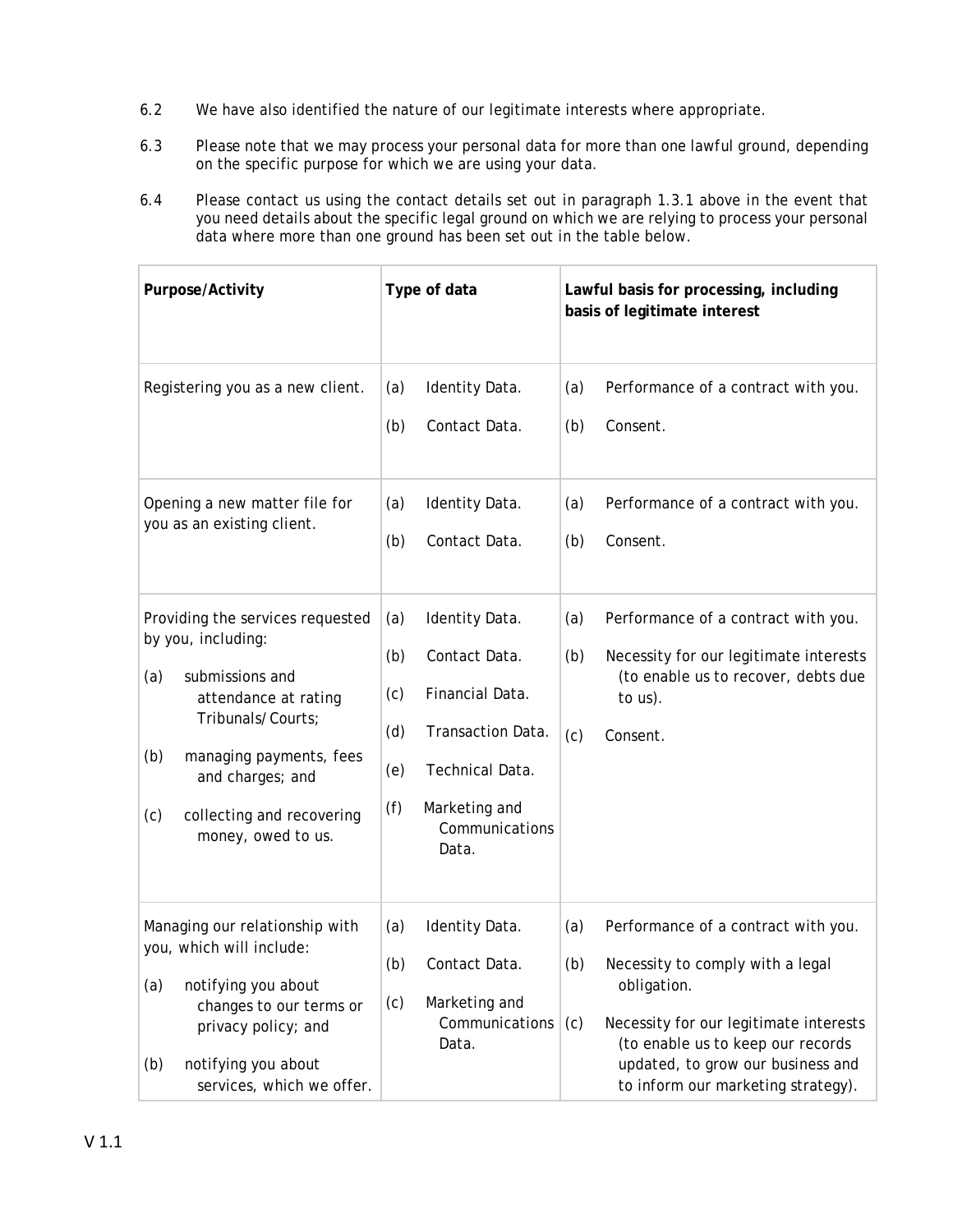6.2 We have also identified the nature of our legitimate interests where appropriate.

6.3 Please note that we may process your personal data for more than one lawful ground, depending on the specific purpose for which we are using your data.

6.4 Please contact us using the contact details set out in paragraph 1.3.1 above in the event that you need details about the specific legal ground on which we are relying to process your personal data where more than one ground has been set out in the table below.

| Purpose/Activity | Type of data | Lawful basis for processing, including basis of legitimate interest |
|---|---|---|
| Registering you as a new client. | (a) Identity Data.<br>(b) Contact Data. | (a) Performance of a contract with you.<br>(b) Consent. |
| Opening a new matter file for you as an existing client. | (a) Identity Data.<br>(b) Contact Data. | (a) Performance of a contract with you.<br>(b) Consent. |
| Providing the services requested by you, including:<br>(a) submissions and attendance at rating Tribunals/Courts;<br>(b) managing payments, fees and charges; and<br>(c) collecting and recovering money, owed to us. | (a) Identity Data.<br>(b) Contact Data.<br>(c) Financial Data.<br>(d) Transaction Data.<br>(e) Technical Data.<br>(f) Marketing and Communications Data. | (a) Performance of a contract with you.<br>(b) Necessity for our legitimate interests (to enable us to recover, debts due to us).<br>(c) Consent. |
| Managing our relationship with you, which will include:<br>(a) notifying you about changes to our terms or privacy policy; and<br>(b) notifying you about services, which we offer. | (a) Identity Data.<br>(b) Contact Data.<br>(c) Marketing and Communications Data. | (a) Performance of a contract with you.<br>(b) Necessity to comply with a legal obligation.<br>(c) Necessity for our legitimate interests (to enable us to keep our records updated, to grow our business and to inform our marketing strategy). |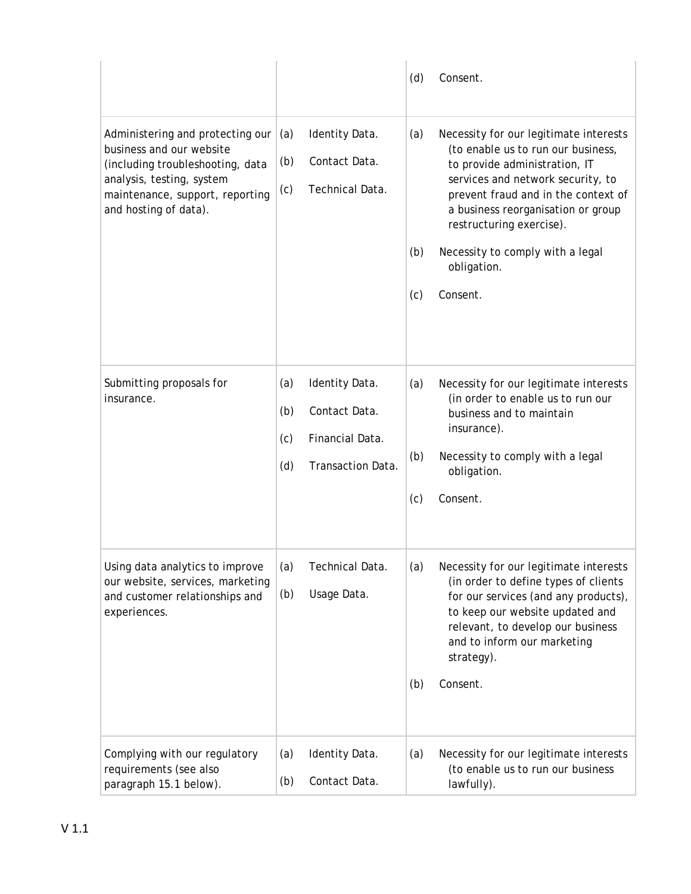| | | |
|---|---|---|
| | | (d) Consent. |
| Administering and protecting our business and our website (including troubleshooting, data analysis, testing, system maintenance, support, reporting and hosting of data). | (a) Identity Data.<br>(b) Contact Data.<br>(c) Technical Data. | (a) Necessity for our legitimate interests (to enable us to run our business, to provide administration, IT services and network security, to prevent fraud and in the context of a business reorganisation or group restructuring exercise).<br>(b) Necessity to comply with a legal obligation.<br>(c) Consent. |
| Submitting proposals for insurance. | (a) Identity Data.<br>(b) Contact Data.<br>(c) Financial Data.<br>(d) Transaction Data. | (a) Necessity for our legitimate interests (in order to enable us to run our business and to maintain insurance).<br>(b) Necessity to comply with a legal obligation.<br>(c) Consent. |
| Using data analytics to improve our website, services, marketing and customer relationships and experiences. | (a) Technical Data.<br>(b) Usage Data. | (a) Necessity for our legitimate interests (in order to define types of clients for our services (and any products), to keep our website updated and relevant, to develop our business and to inform our marketing strategy).<br>(b) Consent. |
| Complying with our regulatory requirements (see also paragraph 15.1 below). | (a) Identity Data.<br>(b) Contact Data. | (a) Necessity for our legitimate interests (to enable us to run our business lawfully). |

V 1.1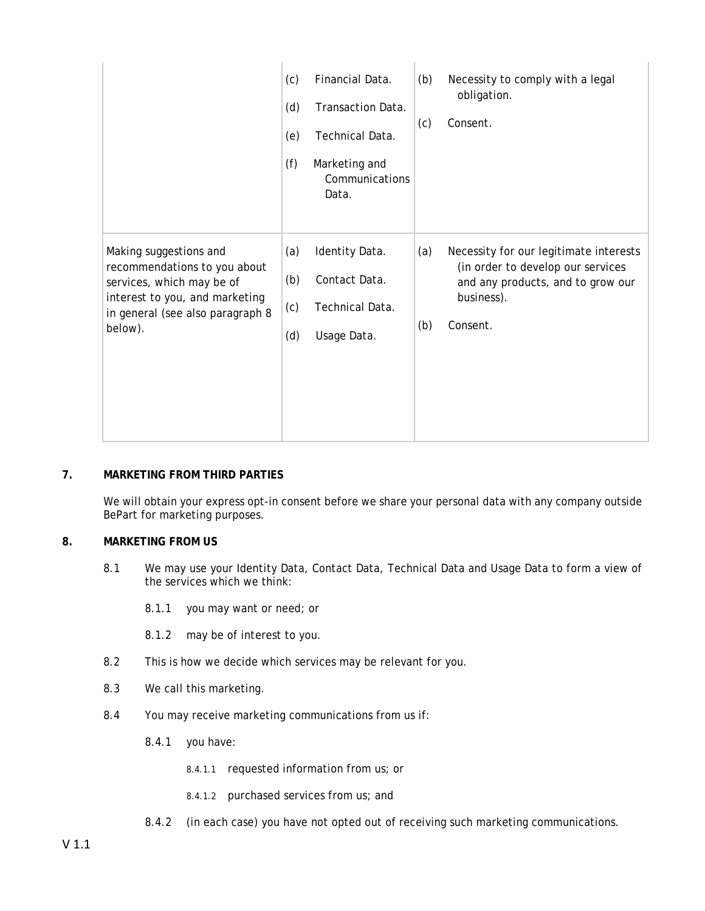| | | |
|---|---|---|
| | (c) Financial Data.<br><br>(d) Transaction Data.<br><br>(e) Technical Data.<br><br>(f) Marketing and Communications Data. | (b) Necessity to comply with a legal obligation.<br><br>(c) Consent. |
| Making suggestions and recommendations to you about services, which may be of interest to you, and marketing in general (see also paragraph 8 below). | (a) Identity Data.<br><br>(b) Contact Data.<br><br>(c) Technical Data.<br><br>(d) Usage Data. | (a) Necessity for our legitimate interests (in order to develop our services and any products, and to grow our business).<br><br>(b) Consent. |

## 7. MARKETING FROM THIRD PARTIES

We will obtain your express opt-in consent before we share your personal data with any company outside BePart for marketing purposes.

## 8. MARKETING FROM US

8.1 We may use your Identity Data, Contact Data, Technical Data and Usage Data to form a view of the services which we think:

8.1.1 you may want or need; or

8.1.2 may be of interest to you.

8.2 This is how we decide which services may be relevant for you.

8.3 We call this marketing.

8.4 You may receive marketing communications from us if:

8.4.1 you have:

8.4.1.1 requested information from us; or

8.4.1.2 purchased services from us; and

8.4.2 (in each case) you have not opted out of receiving such marketing communications.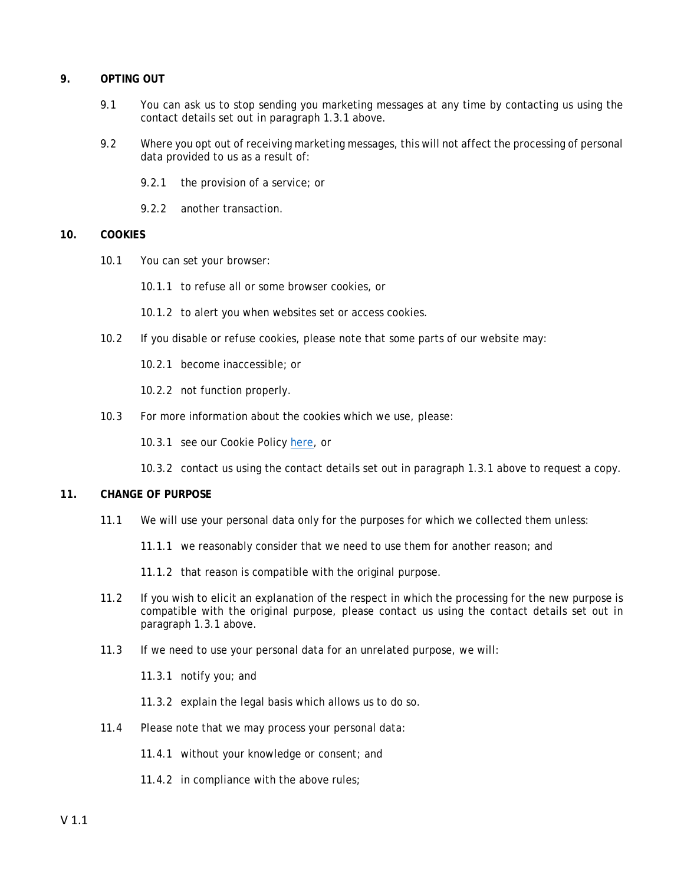## 9. OPTING OUT

9.1 You can ask us to stop sending you marketing messages at any time by contacting us using the contact details set out in paragraph 1.3.1 above.

9.2 Where you opt out of receiving marketing messages, this will not affect the processing of personal data provided to us as a result of:

9.2.1 the provision of a service; or

9.2.2 another transaction.

## 10. COOKIES

10.1 You can set your browser:

10.1.1 to refuse all or some browser cookies, or

10.1.2 to alert you when websites set or access cookies.

10.2 If you disable or refuse cookies, please note that some parts of our website may:

10.2.1 become inaccessible; or

10.2.2 not function properly.

10.3 For more information about the cookies which we use, please:

10.3.1 see our Cookie Policy here, or

10.3.2 contact us using the contact details set out in paragraph 1.3.1 above to request a copy.

## 11. CHANGE OF PURPOSE

11.1 We will use your personal data only for the purposes for which we collected them unless:

11.1.1 we reasonably consider that we need to use them for another reason; and

11.1.2 that reason is compatible with the original purpose.

11.2 If you wish to elicit an explanation of the respect in which the processing for the new purpose is compatible with the original purpose, please contact us using the contact details set out in paragraph 1.3.1 above.

11.3 If we need to use your personal data for an unrelated purpose, we will:

11.3.1 notify you; and

11.3.2 explain the legal basis which allows us to do so.

11.4 Please note that we may process your personal data:

11.4.1 without your knowledge or consent; and

11.4.2 in compliance with the above rules;

V 1.1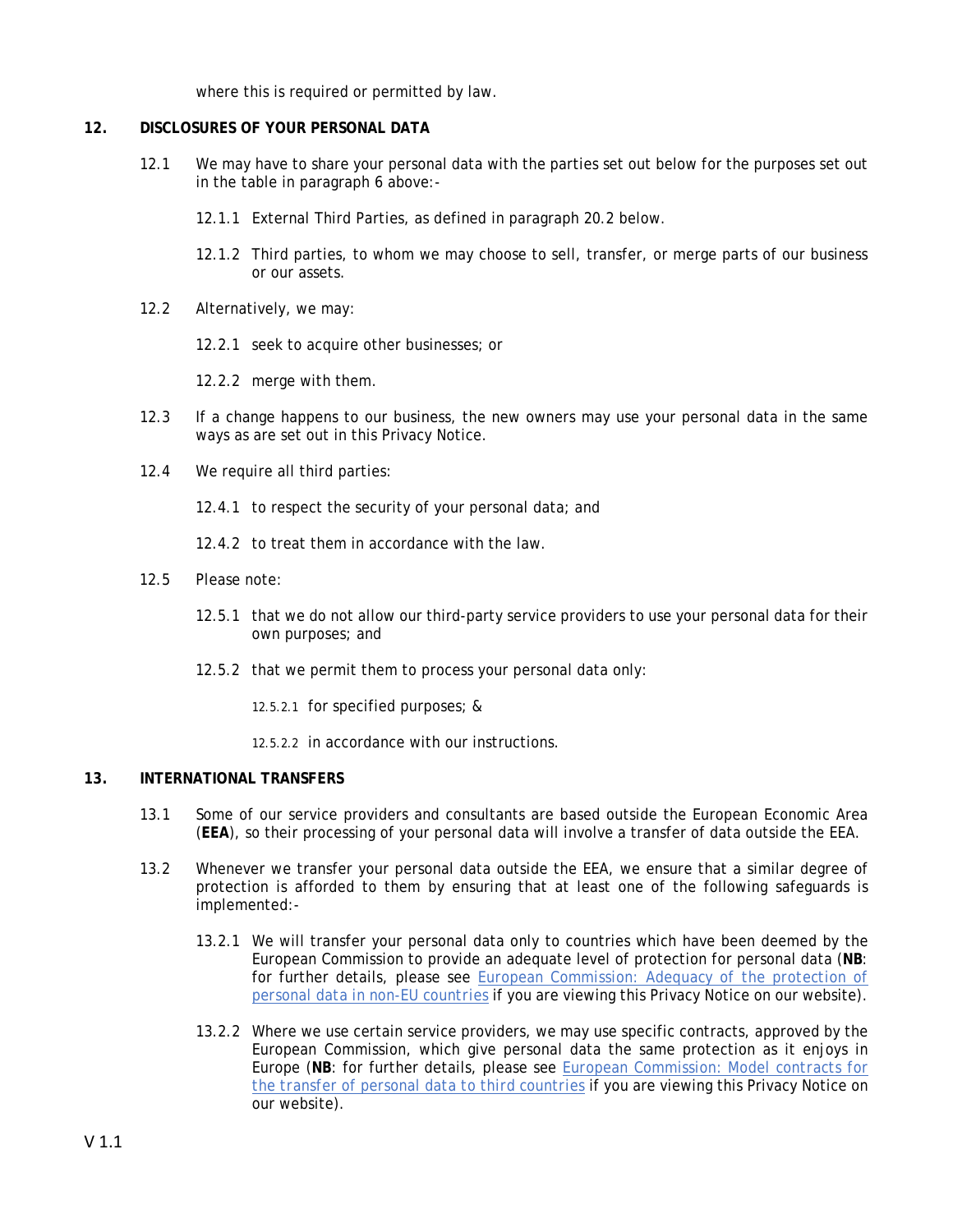where this is required or permitted by law.

## 12. DISCLOSURES OF YOUR PERSONAL DATA

12.1 We may have to share your personal data with the parties set out below for the purposes set out in the table in paragraph 6 above:-

12.1.1 External Third Parties, as defined in paragraph 20.2 below.

12.1.2 Third parties, to whom we may choose to sell, transfer, or merge parts of our business or our assets.

12.2 Alternatively, we may:

12.2.1 seek to acquire other businesses; or

12.2.2 merge with them.

12.3 If a change happens to our business, the new owners may use your personal data in the same ways as are set out in this Privacy Notice.

12.4 We require all third parties:

12.4.1 to respect the security of your personal data; and

12.4.2 to treat them in accordance with the law.

12.5 Please note:

12.5.1 that we do not allow our third-party service providers to use your personal data for their own purposes; and

12.5.2 that we permit them to process your personal data only:

12.5.2.1 for specified purposes; &

12.5.2.2 in accordance with our instructions.

## 13. INTERNATIONAL TRANSFERS

13.1 Some of our service providers and consultants are based outside the European Economic Area (**EEA**), so their processing of your personal data will involve a transfer of data outside the EEA.

13.2 Whenever we transfer your personal data outside the EEA, we ensure that a similar degree of protection is afforded to them by ensuring that at least one of the following safeguards is implemented:-

13.2.1 We will transfer your personal data only to countries which have been deemed by the European Commission to provide an adequate level of protection for personal data (**NB**: for further details, please see European Commission: Adequacy of the protection of personal data in non-EU countries if you are viewing this Privacy Notice on our website).

13.2.2 Where we use certain service providers, we may use specific contracts, approved by the European Commission, which give personal data the same protection as it enjoys in Europe (**NB**: for further details, please see European Commission: Model contracts for the transfer of personal data to third countries if you are viewing this Privacy Notice on our website).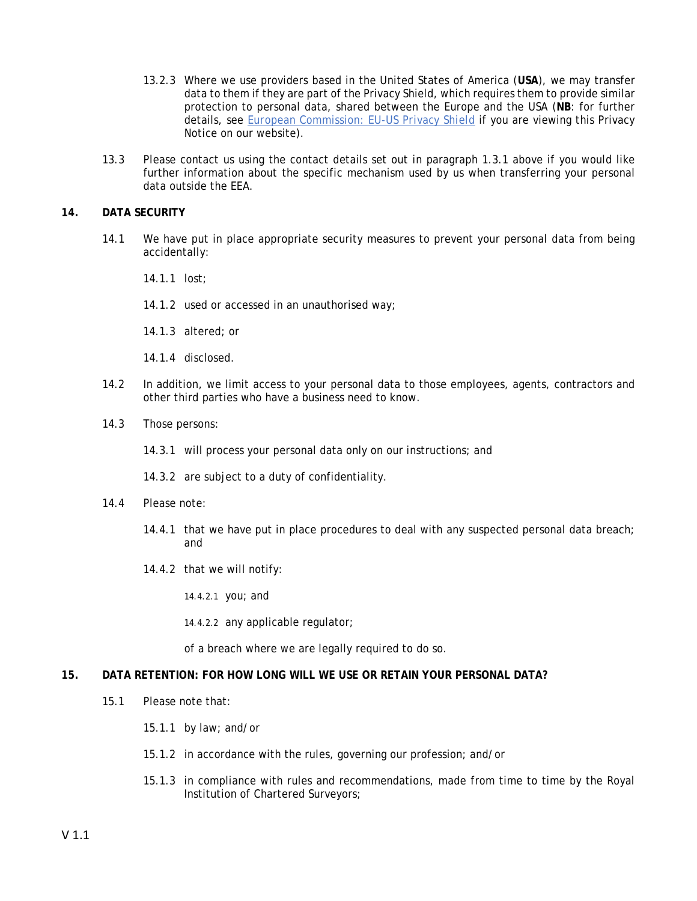13.2.3 Where we use providers based in the United States of America (**USA**), we may transfer data to them if they are part of the Privacy Shield, which requires them to provide similar protection to personal data, shared between the Europe and the USA (**NB**: for further details, see [European Commission: EU-US Privacy Shield]() if you are viewing this Privacy Notice on our website).

13.3 Please contact us using the contact details set out in paragraph 1.3.1 above if you would like further information about the specific mechanism used by us when transferring your personal data outside the EEA.

## 14. DATA SECURITY

14.1 We have put in place appropriate security measures to prevent your personal data from being accidentally:

14.1.1 lost;

14.1.2 used or accessed in an unauthorised way;

14.1.3 altered; or

14.1.4 disclosed.

14.2 In addition, we limit access to your personal data to those employees, agents, contractors and other third parties who have a business need to know.

14.3 Those persons:

14.3.1 will process your personal data only on our instructions; and

14.3.2 are subject to a duty of confidentiality.

14.4 Please note:

14.4.1 that we have put in place procedures to deal with any suspected personal data breach; and

14.4.2 that we will notify:

14.4.2.1 you; and

14.4.2.2 any applicable regulator;

of a breach where we are legally required to do so.

## 15. DATA RETENTION: FOR HOW LONG WILL WE USE OR RETAIN YOUR PERSONAL DATA?

15.1 Please note that:

15.1.1 by law; and/or

15.1.2 in accordance with the rules, governing our profession; and/or

15.1.3 in compliance with rules and recommendations, made from time to time by the Royal Institution of Chartered Surveyors;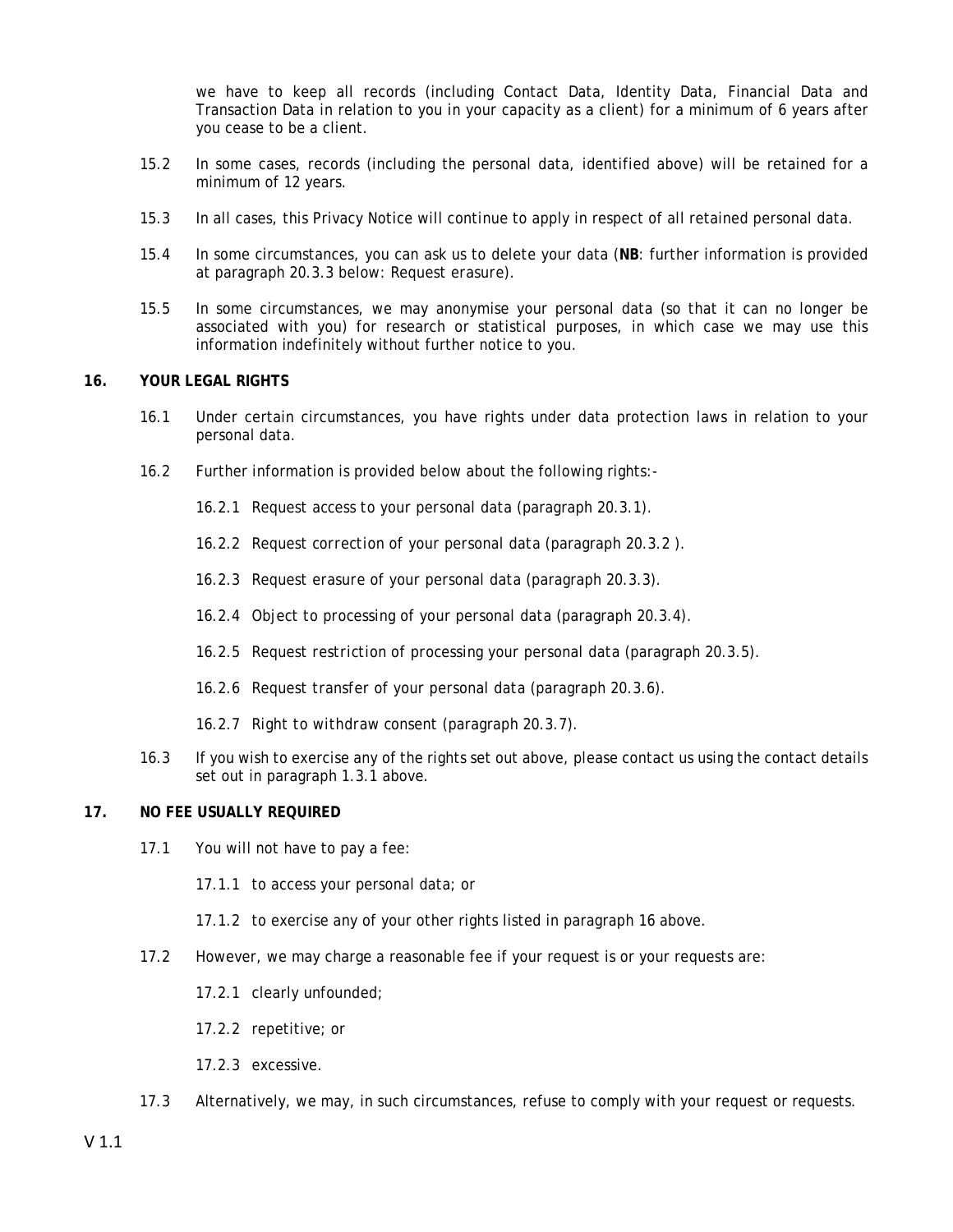we have to keep all records (including Contact Data, Identity Data, Financial Data and Transaction Data in relation to you in your capacity as a client) for a minimum of 6 years after you cease to be a client.

15.2 In some cases, records (including the personal data, identified above) will be retained for a minimum of 12 years.

15.3 In all cases, this Privacy Notice will continue to apply in respect of all retained personal data.

15.4 In some circumstances, you can ask us to delete your data (**NB**: further information is provided at paragraph 20.3.3 below: Request erasure).

15.5 In some circumstances, we may anonymise your personal data (so that it can no longer be associated with you) for research or statistical purposes, in which case we may use this information indefinitely without further notice to you.

## 16. YOUR LEGAL RIGHTS

16.1 Under certain circumstances, you have rights under data protection laws in relation to your personal data.

16.2 Further information is provided below about the following rights:-

16.2.1 Request access to your personal data (paragraph 20.3.1).

16.2.2 Request correction of your personal data (paragraph 20.3.2 ).

16.2.3 Request erasure of your personal data (paragraph 20.3.3).

16.2.4 Object to processing of your personal data (paragraph 20.3.4).

16.2.5 Request restriction of processing your personal data (paragraph 20.3.5).

16.2.6 Request transfer of your personal data (paragraph 20.3.6).

16.2.7 Right to withdraw consent (paragraph 20.3.7).

16.3 If you wish to exercise any of the rights set out above, please contact us using the contact details set out in paragraph 1.3.1 above.

## 17. NO FEE USUALLY REQUIRED

17.1 You will not have to pay a fee:

17.1.1 to access your personal data; or

17.1.2 to exercise any of your other rights listed in paragraph 16 above.

17.2 However, we may charge a reasonable fee if your request is or your requests are:

17.2.1 clearly unfounded;

17.2.2 repetitive; or

17.2.3 excessive.

17.3 Alternatively, we may, in such circumstances, refuse to comply with your request or requests.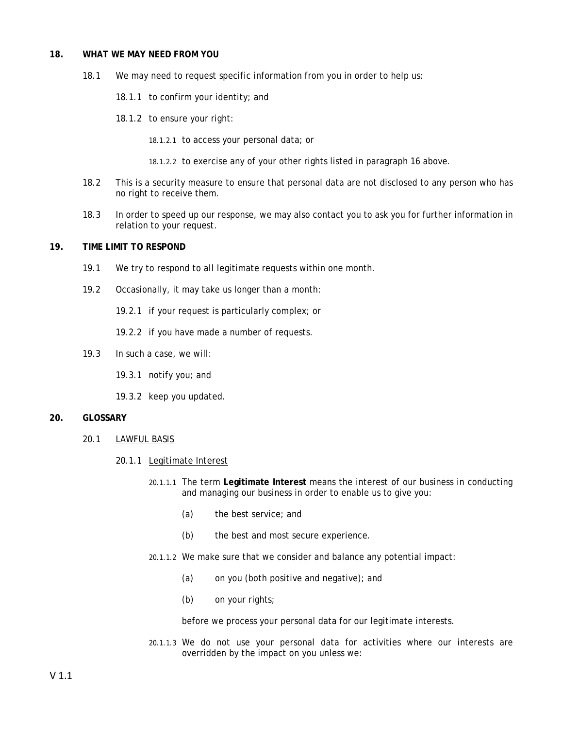## 18. WHAT WE MAY NEED FROM YOU

18.1 We may need to request specific information from you in order to help us:

18.1.1 to confirm your identity; and

18.1.2 to ensure your right:

18.1.2.1 to access your personal data; or

18.1.2.2 to exercise any of your other rights listed in paragraph 16 above.

18.2 This is a security measure to ensure that personal data are not disclosed to any person who has no right to receive them.

18.3 In order to speed up our response, we may also contact you to ask you for further information in relation to your request.

## 19. TIME LIMIT TO RESPOND

19.1 We try to respond to all legitimate requests within one month.

19.2 Occasionally, it may take us longer than a month:

19.2.1 if your request is particularly complex; or

19.2.2 if you have made a number of requests.

19.3 In such a case, we will:

19.3.1 notify you; and

19.3.2 keep you updated.

## 20. GLOSSARY

20.1 <u>LAWFUL BASIS</u>

20.1.1 <u>Legitimate Interest</u>

20.1.1.1 The term **Legitimate Interest** means the interest of our business in conducting and managing our business in order to enable us to give you:

(a) the best service; and

(b) the best and most secure experience.

20.1.1.2 We make sure that we consider and balance any potential impact:

(a) on you (both positive and negative); and

(b) on your rights;

before we process your personal data for our legitimate interests.

20.1.1.3 We do not use your personal data for activities where our interests are overridden by the impact on you unless we:

V 1.1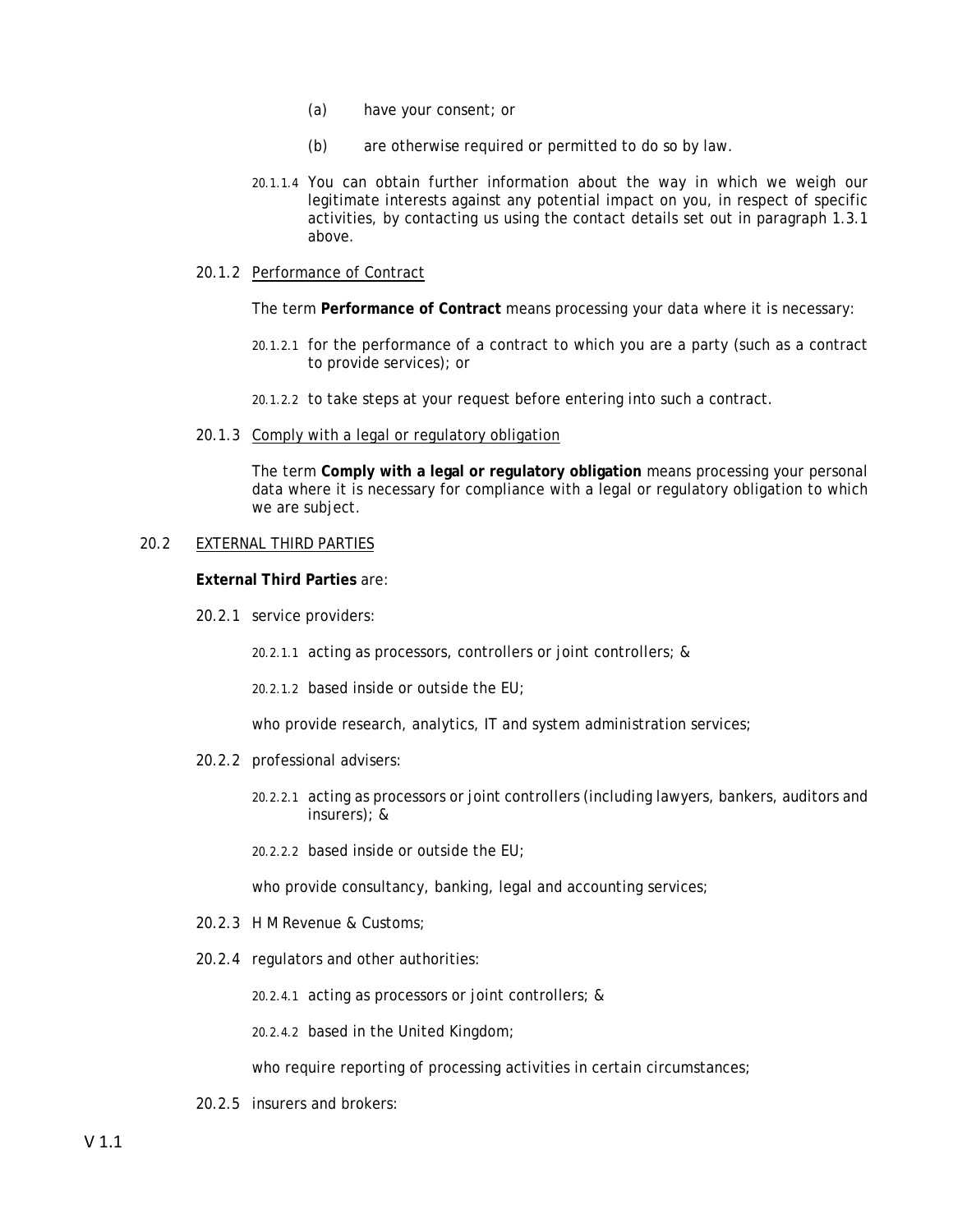(a) have your consent; or

(b) are otherwise required or permitted to do so by law.

20.1.1.4 You can obtain further information about the way in which we weigh our legitimate interests against any potential impact on you, in respect of specific activities, by contacting us using the contact details set out in paragraph 1.3.1 above.

20.1.2 Performance of Contract

The term **Performance of Contract** means processing your data where it is necessary:

20.1.2.1 for the performance of a contract to which you are a party (such as a contract to provide services); or

20.1.2.2 to take steps at your request before entering into such a contract.

20.1.3 Comply with a legal or regulatory obligation

The term **Comply with a legal or regulatory obligation** means processing your personal data where it is necessary for compliance with a legal or regulatory obligation to which we are subject.

20.2 EXTERNAL THIRD PARTIES

**External Third Parties** are:

20.2.1 service providers:

20.2.1.1 acting as processors, controllers or joint controllers; &

20.2.1.2 based inside or outside the EU;

who provide research, analytics, IT and system administration services;

20.2.2 professional advisers:

20.2.2.1 acting as processors or joint controllers (including lawyers, bankers, auditors and insurers); &

20.2.2.2 based inside or outside the EU;

who provide consultancy, banking, legal and accounting services;

20.2.3 H M Revenue & Customs;

20.2.4 regulators and other authorities:

20.2.4.1 acting as processors or joint controllers; &

20.2.4.2 based in the United Kingdom;

who require reporting of processing activities in certain circumstances;

20.2.5 insurers and brokers: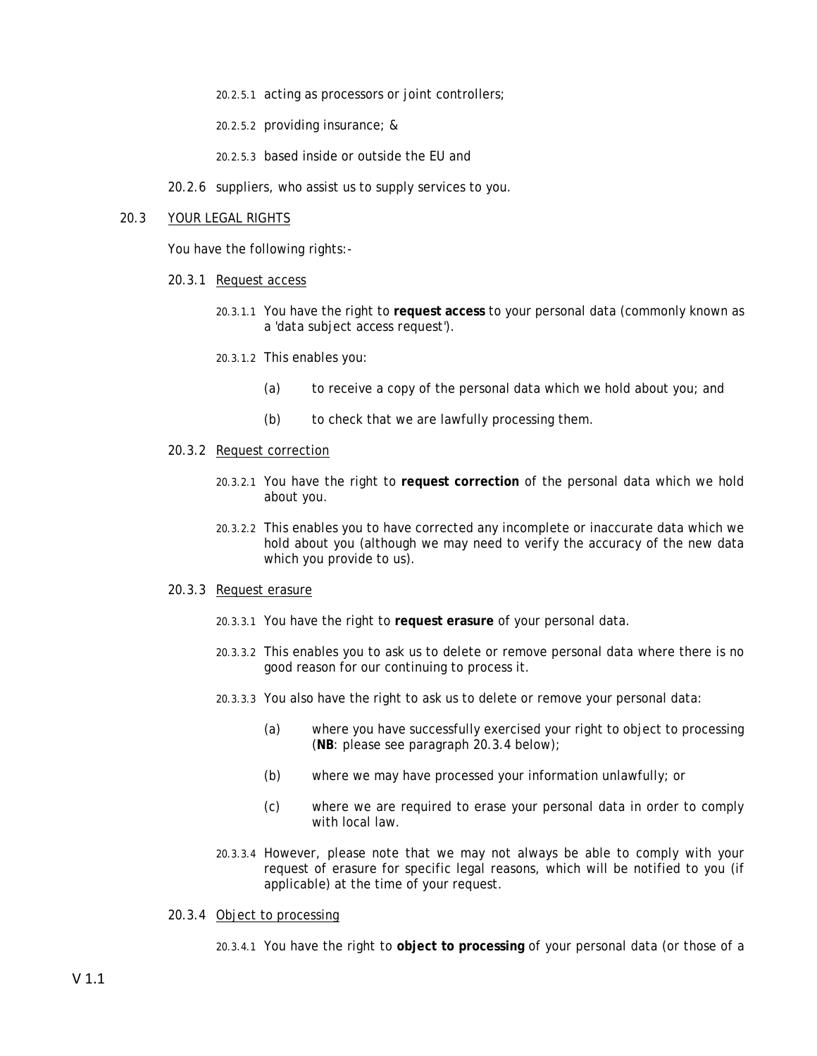20.2.5.1 acting as processors or joint controllers;

20.2.5.2 providing insurance; &

20.2.5.3 based inside or outside the EU and

20.2.6 suppliers, who assist us to supply services to you.

20.3 <u>YOUR LEGAL RIGHTS</u>

You have the following rights:-

20.3.1 <u>Request access</u>

20.3.1.1 You have the right to **request access** to your personal data (commonly known as a 'data subject access request').

20.3.1.2 This enables you:

(a) to receive a copy of the personal data which we hold about you; and

(b) to check that we are lawfully processing them.

20.3.2 <u>Request correction</u>

20.3.2.1 You have the right to **request correction** of the personal data which we hold about you.

20.3.2.2 This enables you to have corrected any incomplete or inaccurate data which we hold about you (although we may need to verify the accuracy of the new data which you provide to us).

20.3.3 <u>Request erasure</u>

20.3.3.1 You have the right to **request erasure** of your personal data.

20.3.3.2 This enables you to ask us to delete or remove personal data where there is no good reason for our continuing to process it.

20.3.3.3 You also have the right to ask us to delete or remove your personal data:

(a) where you have successfully exercised your right to object to processing (**NB**: please see paragraph 20.3.4 below);

(b) where we may have processed your information unlawfully; or

(c) where we are required to erase your personal data in order to comply with local law.

20.3.3.4 However, please note that we may not always be able to comply with your request of erasure for specific legal reasons, which will be notified to you (if applicable) at the time of your request.

20.3.4 <u>Object to processing</u>

20.3.4.1 You have the right to **object to processing** of your personal data (or those of a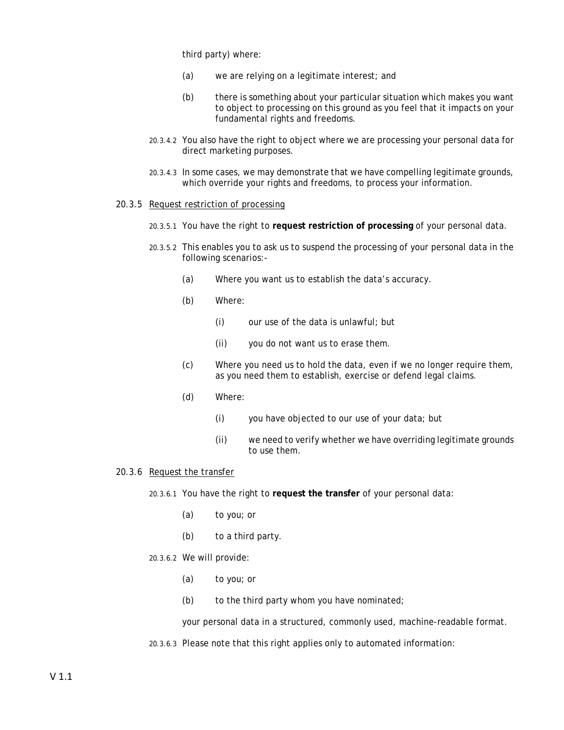third party) where:

(a) we are relying on a legitimate interest; and

(b) there is something about your particular situation which makes you want to object to processing on this ground as you feel that it impacts on your fundamental rights and freedoms.

20.3.4.2 You also have the right to object where we are processing your personal data for direct marketing purposes.

20.3.4.3 In some cases, we may demonstrate that we have compelling legitimate grounds, which override your rights and freedoms, to process your information.

20.3.5 <u>Request restriction of processing</u>

20.3.5.1 You have the right to **request restriction of processing** of your personal data.

20.3.5.2 This enables you to ask us to suspend the processing of your personal data in the following scenarios:-

(a) Where you want us to establish the data's accuracy.

(b) Where:

(i) our use of the data is unlawful; but

(ii) you do not want us to erase them.

(c) Where you need us to hold the data, even if we no longer require them, as you need them to establish, exercise or defend legal claims.

(d) Where:

(i) you have objected to our use of your data; but

(ii) we need to verify whether we have overriding legitimate grounds to use them.

20.3.6 <u>Request the transfer</u>

20.3.6.1 You have the right to **request the transfer** of your personal data:

(a) to you; or

(b) to a third party.

20.3.6.2 We will provide:

(a) to you; or

(b) to the third party whom you have nominated;

your personal data in a structured, commonly used, machine-readable format.

20.3.6.3 Please note that this right applies only to automated information: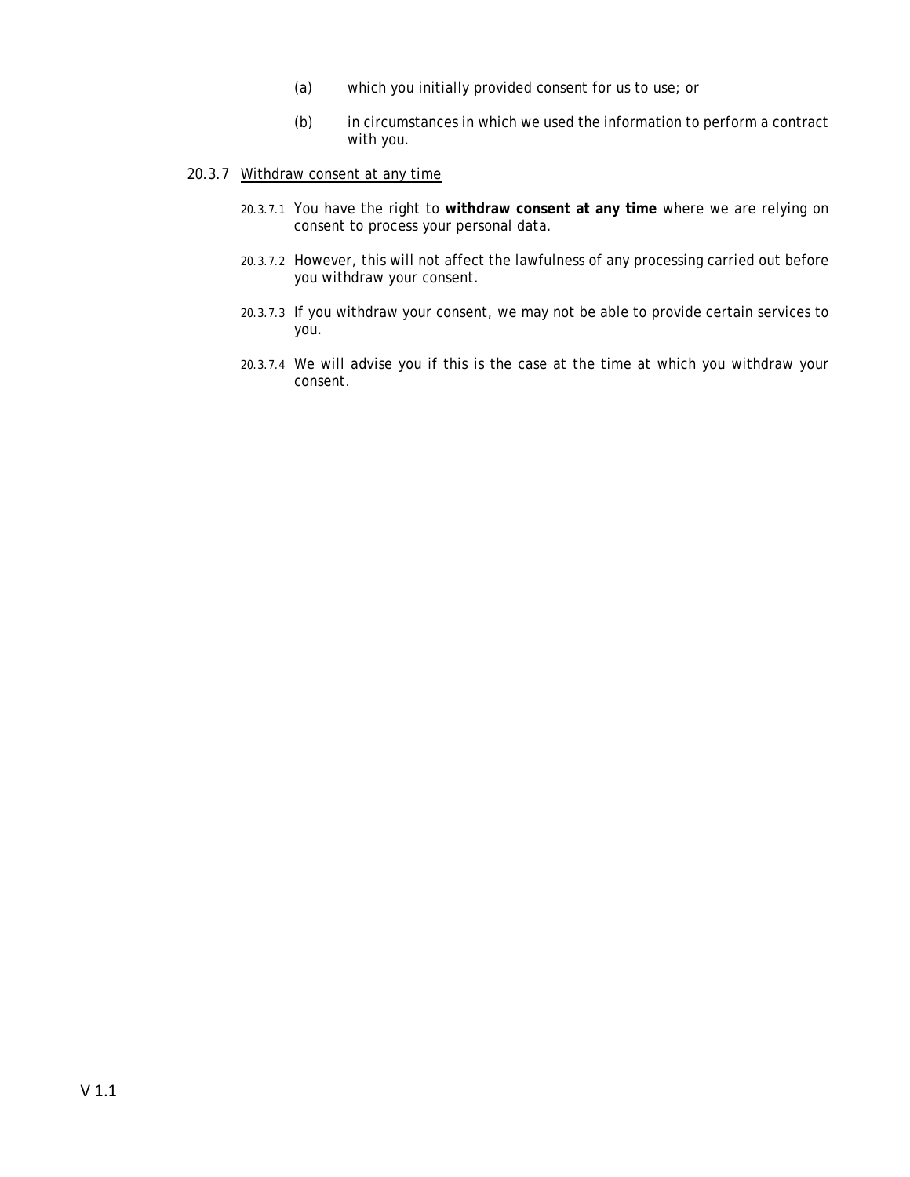(a) which you initially provided consent for us to use; or

(b) in circumstances in which we used the information to perform a contract with you.

20.3.7 <u>Withdraw consent at any time</u>

20.3.7.1 You have the right to **withdraw consent at any time** where we are relying on consent to process your personal data.

20.3.7.2 However, this will not affect the lawfulness of any processing carried out before you withdraw your consent.

20.3.7.3 If you withdraw your consent, we may not be able to provide certain services to you.

20.3.7.4 We will advise you if this is the case at the time at which you withdraw your consent.